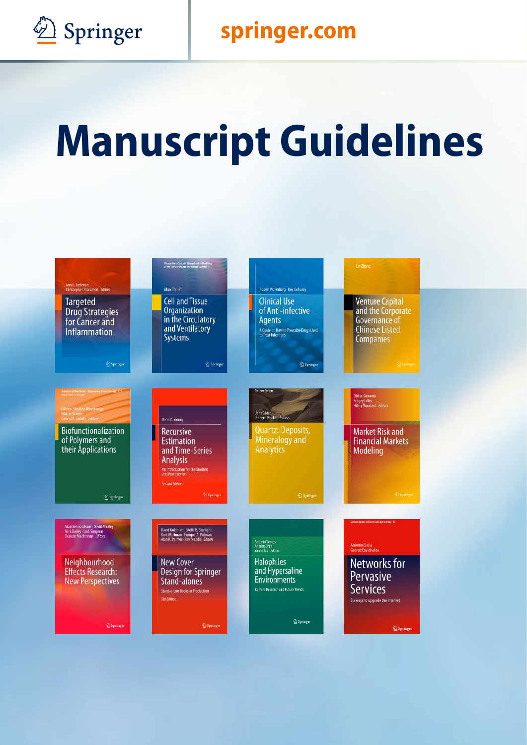Springer

springer.com

# Manuscript Guidelines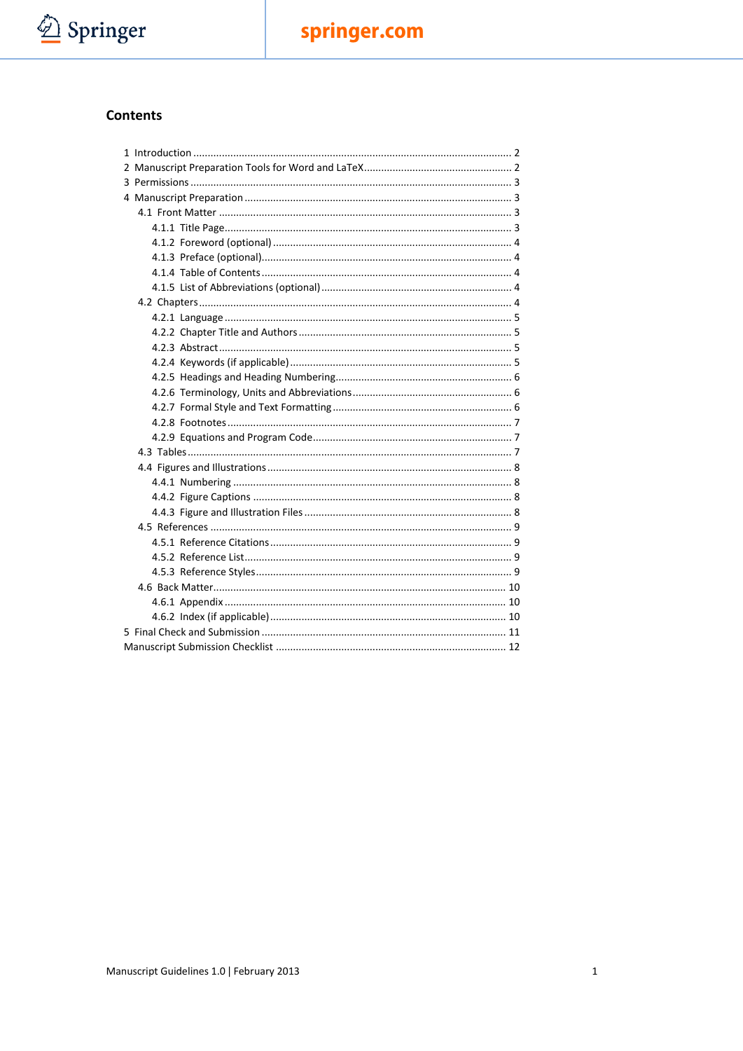## Contents

1 Introduction ............................................................ 2
2 Manuscript Preparation Tools for Word and LaTeX ............................................................ 2
3 Permissions ............................................................ 3
4 Manuscript Preparation ............................................................ 3
  4.1 Front Matter ............................................................ 3
    4.1.1 Title Page ............................................................ 3
    4.1.2 Foreword (optional) ............................................................ 4
    4.1.3 Preface (optional) ............................................................ 4
    4.1.4 Table of Contents ............................................................ 4
    4.1.5 List of Abbreviations (optional) ............................................................ 4
  4.2 Chapters ............................................................ 4
    4.2.1 Language ............................................................ 5
    4.2.2 Chapter Title and Authors ............................................................ 5
    4.2.3 Abstract ............................................................ 5
    4.2.4 Keywords (if applicable) ............................................................ 5
    4.2.5 Headings and Heading Numbering ............................................................ 6
    4.2.6 Terminology, Units and Abbreviations ............................................................ 6
    4.2.7 Formal Style and Text Formatting ............................................................ 6
    4.2.8 Footnotes ............................................................ 7
    4.2.9 Equations and Program Code ............................................................ 7
  4.3 Tables ............................................................ 7
  4.4 Figures and Illustrations ............................................................ 8
    4.4.1 Numbering ............................................................ 8
    4.4.2 Figure Captions ............................................................ 8
    4.4.3 Figure and Illustration Files ............................................................ 8
  4.5 References ............................................................ 9
    4.5.1 Reference Citations ............................................................ 9
    4.5.2 Reference List ............................................................ 9
    4.5.3 Reference Styles ............................................................ 9
  4.6 Back Matter ............................................................ 10
    4.6.1 Appendix ............................................................ 10
    4.6.2 Index (if applicable) ............................................................ 10
5 Final Check and Submission ............................................................ 11
Manuscript Submission Checklist ............................................................ 12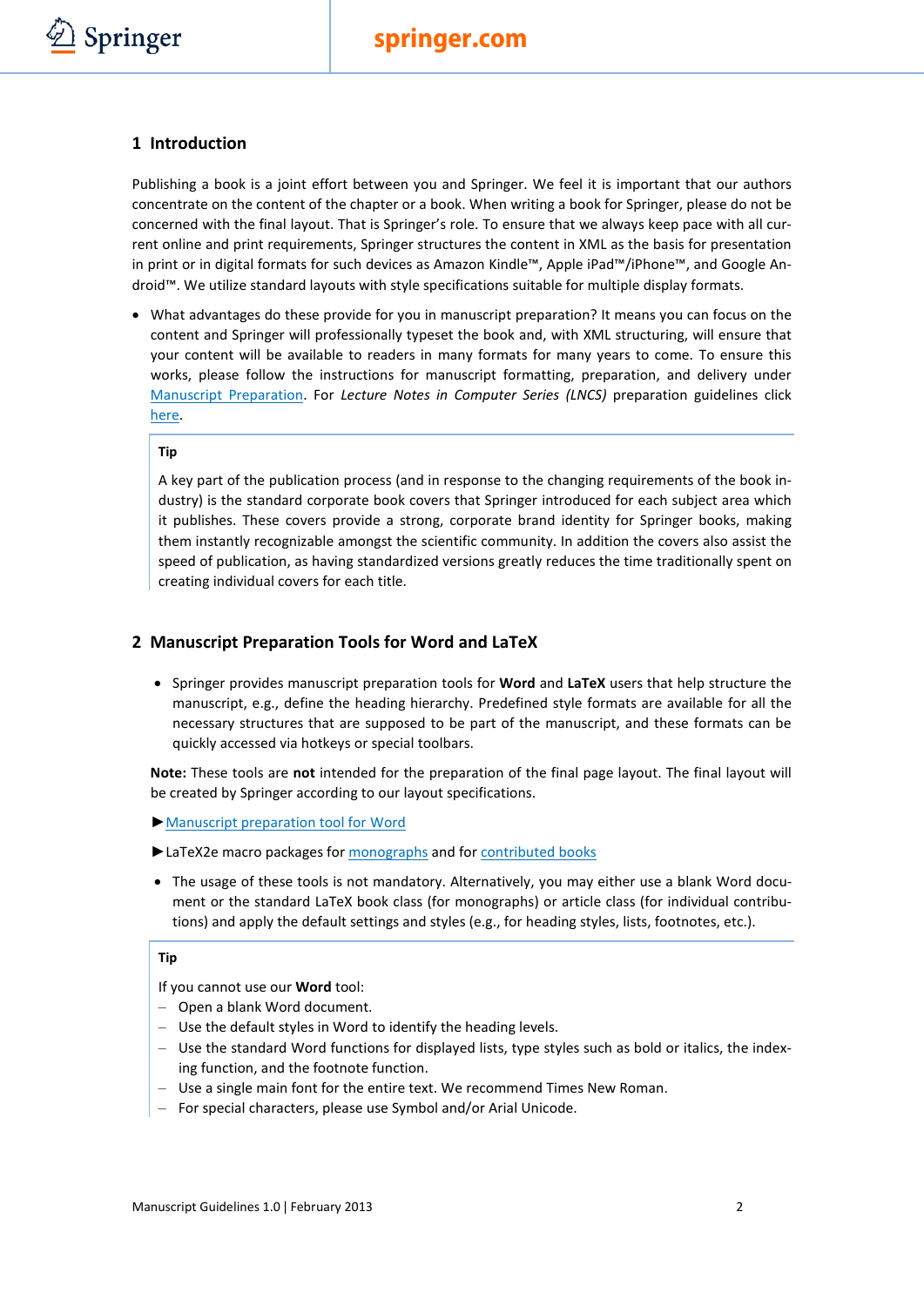## 1 Introduction

Publishing a book is a joint effort between you and Springer. We feel it is important that our authors concentrate on the content of the chapter or a book. When writing a book for Springer, please do not be concerned with the final layout. That is Springer's role. To ensure that we always keep pace with all current online and print requirements, Springer structures the content in XML as the basis for presentation in print or in digital formats for such devices as Amazon Kindle™, Apple iPad™/iPhone™, and Google Android™. We utilize standard layouts with style specifications suitable for multiple display formats.

- What advantages do these provide for you in manuscript preparation? It means you can focus on the content and Springer will professionally typeset the book and, with XML structuring, will ensure that your content will be available to readers in many formats for many years to come. To ensure this works, please follow the instructions for manuscript formatting, preparation, and delivery under Manuscript Preparation. For *Lecture Notes in Computer Series (LNCS)* preparation guidelines click here.

> **Tip**
>
> A key part of the publication process (and in response to the changing requirements of the book industry) is the standard corporate book covers that Springer introduced for each subject area which it publishes. These covers provide a strong, corporate brand identity for Springer books, making them instantly recognizable amongst the scientific community. In addition the covers also assist the speed of publication, as having standardized versions greatly reduces the time traditionally spent on creating individual covers for each title.

## 2 Manuscript Preparation Tools for Word and LaTeX

- Springer provides manuscript preparation tools for **Word** and **LaTeX** users that help structure the manuscript, e.g., define the heading hierarchy. Predefined style formats are available for all the necessary structures that are supposed to be part of the manuscript, and these formats can be quickly accessed via hotkeys or special toolbars.

**Note:** These tools are **not** intended for the preparation of the final page layout. The final layout will be created by Springer according to our layout specifications.

►Manuscript preparation tool for Word

►LaTeX2e macro packages for monographs and for contributed books

- The usage of these tools is not mandatory. Alternatively, you may either use a blank Word document or the standard LaTeX book class (for monographs) or article class (for individual contributions) and apply the default settings and styles (e.g., for heading styles, lists, footnotes, etc.).

> **Tip**
>
> If you cannot use our **Word** tool:
> - Open a blank Word document.
> - Use the default styles in Word to identify the heading levels.
> - Use the standard Word functions for displayed lists, type styles such as bold or italics, the indexing function, and the footnote function.
> - Use a single main font for the entire text. We recommend Times New Roman.
> - For special characters, please use Symbol and/or Arial Unicode.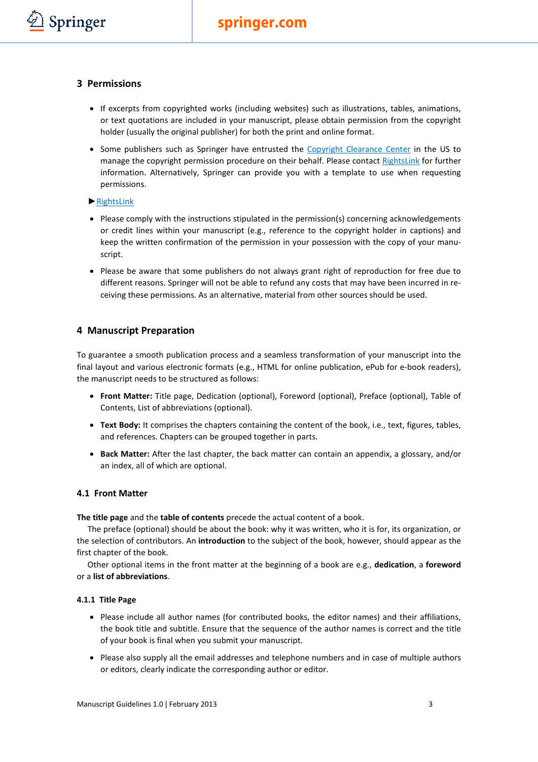## 3 Permissions

- If excerpts from copyrighted works (including websites) such as illustrations, tables, animations, or text quotations are included in your manuscript, please obtain permission from the copyright holder (usually the original publisher) for both the print and online format.
- Some publishers such as Springer have entrusted the Copyright Clearance Center in the US to manage the copyright permission procedure on their behalf. Please contact RightsLink for further information. Alternatively, Springer can provide you with a template to use when requesting permissions.

► RightsLink

- Please comply with the instructions stipulated in the permission(s) concerning acknowledgements or credit lines within your manuscript (e.g., reference to the copyright holder in captions) and keep the written confirmation of the permission in your possession with the copy of your manuscript.
- Please be aware that some publishers do not always grant right of reproduction for free due to different reasons. Springer will not be able to refund any costs that may have been incurred in receiving these permissions. As an alternative, material from other sources should be used.

## 4 Manuscript Preparation

To guarantee a smooth publication process and a seamless transformation of your manuscript into the final layout and various electronic formats (e.g., HTML for online publication, ePub for e-book readers), the manuscript needs to be structured as follows:

- **Front Matter:** Title page, Dedication (optional), Foreword (optional), Preface (optional), Table of Contents, List of abbreviations (optional).
- **Text Body:** It comprises the chapters containing the content of the book, i.e., text, figures, tables, and references. Chapters can be grouped together in parts.
- **Back Matter:** After the last chapter, the back matter can contain an appendix, a glossary, and/or an index, all of which are optional.

### 4.1 Front Matter

**The title page** and the **table of contents** precede the actual content of a book.

The preface (optional) should be about the book: why it was written, who it is for, its organization, or the selection of contributors. An **introduction** to the subject of the book, however, should appear as the first chapter of the book.

Other optional items in the front matter at the beginning of a book are e.g., **dedication**, a **foreword** or a **list of abbreviations**.

#### 4.1.1 Title Page

- Please include all author names (for contributed books, the editor names) and their affiliations, the book title and subtitle. Ensure that the sequence of the author names is correct and the title of your book is final when you submit your manuscript.
- Please also supply all the email addresses and telephone numbers and in case of multiple authors or editors, clearly indicate the corresponding author or editor.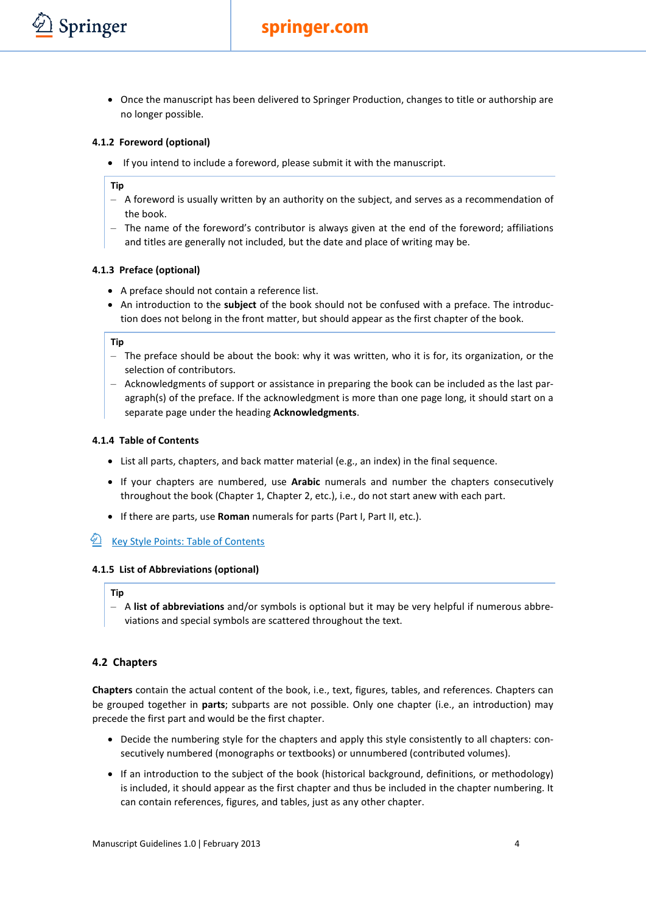- Once the manuscript has been delivered to Springer Production, changes to title or authorship are no longer possible.

#### 4.1.2 Foreword (optional)

- If you intend to include a foreword, please submit it with the manuscript.

**Tip**

- A foreword is usually written by an authority on the subject, and serves as a recommendation of the book.
- The name of the foreword's contributor is always given at the end of the foreword; affiliations and titles are generally not included, but the date and place of writing may be.

#### 4.1.3 Preface (optional)

- A preface should not contain a reference list.
- An introduction to the **subject** of the book should not be confused with a preface. The introduction does not belong in the front matter, but should appear as the first chapter of the book.

**Tip**

- The preface should be about the book: why it was written, who it is for, its organization, or the selection of contributors.
- Acknowledgments of support or assistance in preparing the book can be included as the last paragraph(s) of the preface. If the acknowledgment is more than one page long, it should start on a separate page under the heading **Acknowledgments**.

#### 4.1.4 Table of Contents

- List all parts, chapters, and back matter material (e.g., an index) in the final sequence.
- If your chapters are numbered, use **Arabic** numerals and number the chapters consecutively throughout the book (Chapter 1, Chapter 2, etc.), i.e., do not start anew with each part.
- If there are parts, use **Roman** numerals for parts (Part I, Part II, etc.).

Key Style Points: Table of Contents

#### 4.1.5 List of Abbreviations (optional)

**Tip**

- A **list of abbreviations** and/or symbols is optional but it may be very helpful if numerous abbreviations and special symbols are scattered throughout the text.

### 4.2 Chapters

**Chapters** contain the actual content of the book, i.e., text, figures, tables, and references. Chapters can be grouped together in **parts**; subparts are not possible. Only one chapter (i.e., an introduction) may precede the first part and would be the first chapter.

- Decide the numbering style for the chapters and apply this style consistently to all chapters: consecutively numbered (monographs or textbooks) or unnumbered (contributed volumes).
- If an introduction to the subject of the book (historical background, definitions, or methodology) is included, it should appear as the first chapter and thus be included in the chapter numbering. It can contain references, figures, and tables, just as any other chapter.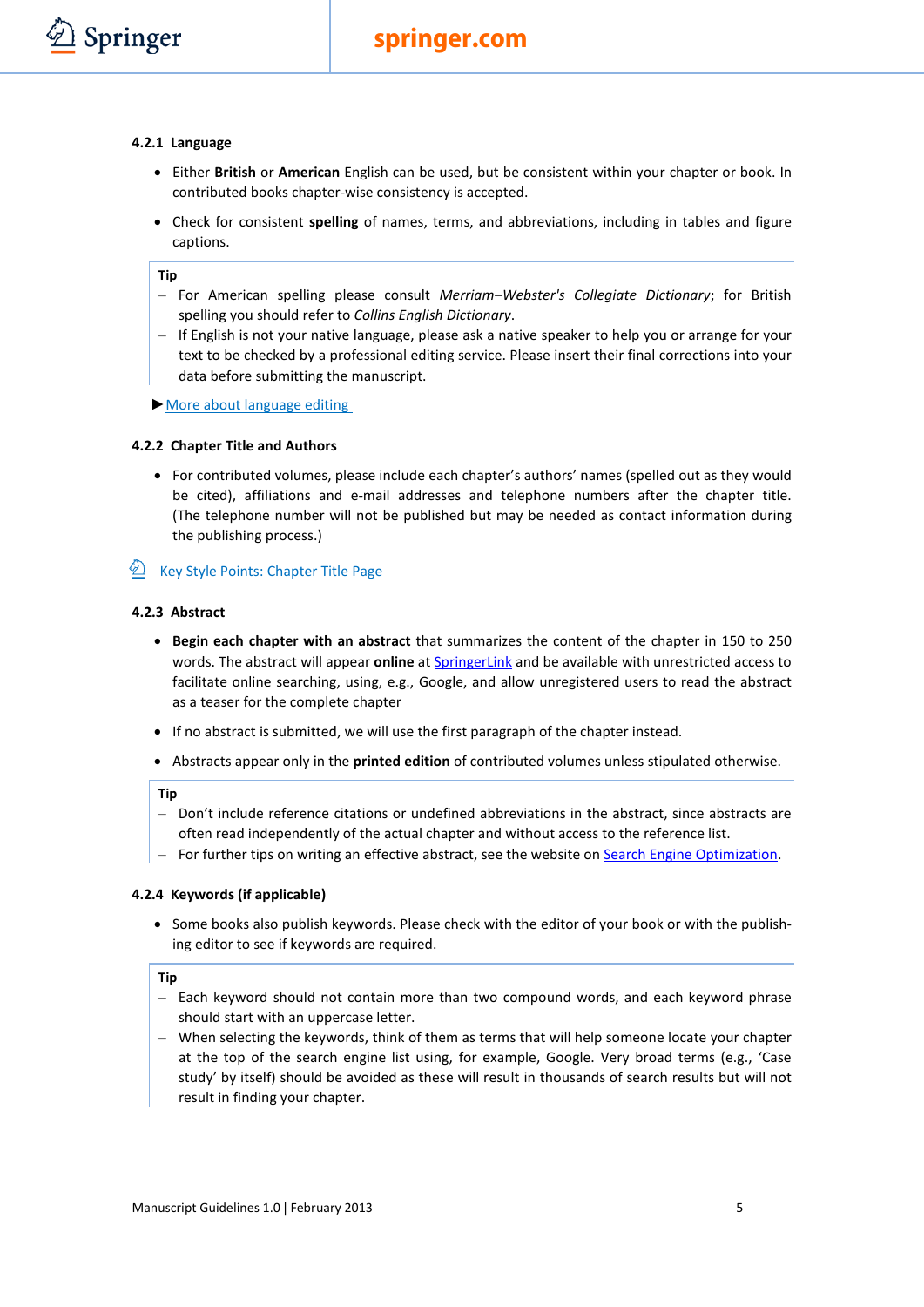### 4.2.1 Language

- Either **British** or **American** English can be used, but be consistent within your chapter or book. In contributed books chapter-wise consistency is accepted.
- Check for consistent **spelling** of names, terms, and abbreviations, including in tables and figure captions.

**Tip**

- For American spelling please consult *Merriam–Webster's Collegiate Dictionary*; for British spelling you should refer to *Collins English Dictionary*.
- If English is not your native language, please ask a native speaker to help you or arrange for your text to be checked by a professional editing service. Please insert their final corrections into your data before submitting the manuscript.

▶ More about language editing

### 4.2.2 Chapter Title and Authors

- For contributed volumes, please include each chapter's authors' names (spelled out as they would be cited), affiliations and e-mail addresses and telephone numbers after the chapter title. (The telephone number will not be published but may be needed as contact information during the publishing process.)

Key Style Points: Chapter Title Page

### 4.2.3 Abstract

- **Begin each chapter with an abstract** that summarizes the content of the chapter in 150 to 250 words. The abstract will appear **online** at SpringerLink and be available with unrestricted access to facilitate online searching, using, e.g., Google, and allow unregistered users to read the abstract as a teaser for the complete chapter
- If no abstract is submitted, we will use the first paragraph of the chapter instead.
- Abstracts appear only in the **printed edition** of contributed volumes unless stipulated otherwise.

**Tip**

- Don't include reference citations or undefined abbreviations in the abstract, since abstracts are often read independently of the actual chapter and without access to the reference list.
- For further tips on writing an effective abstract, see the website on Search Engine Optimization.

### 4.2.4 Keywords (if applicable)

- Some books also publish keywords. Please check with the editor of your book or with the publishing editor to see if keywords are required.

**Tip**

- Each keyword should not contain more than two compound words, and each keyword phrase should start with an uppercase letter.
- When selecting the keywords, think of them as terms that will help someone locate your chapter at the top of the search engine list using, for example, Google. Very broad terms (e.g., 'Case study' by itself) should be avoided as these will result in thousands of search results but will not result in finding your chapter.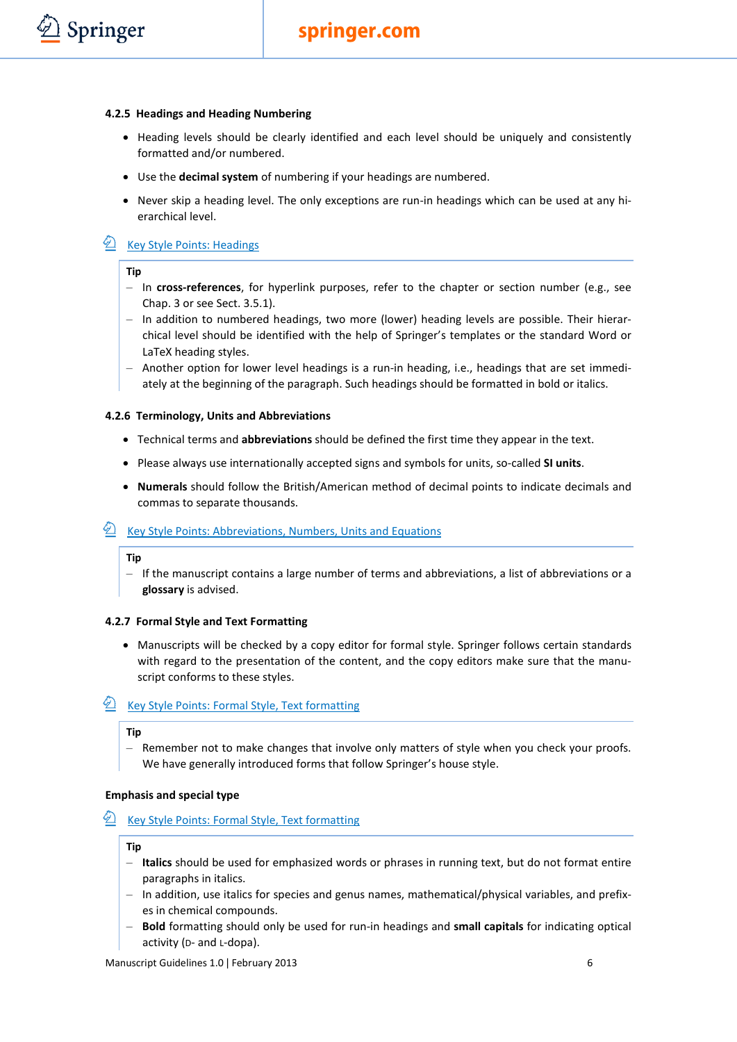#### 4.2.5 Headings and Heading Numbering

- Heading levels should be clearly identified and each level should be uniquely and consistently formatted and/or numbered.
- Use the **decimal system** of numbering if your headings are numbered.
- Never skip a heading level. The only exceptions are run-in headings which can be used at any hierarchical level.

Key Style Points: Headings

**Tip**

– In **cross-references**, for hyperlink purposes, refer to the chapter or section number (e.g., see Chap. 3 or see Sect. 3.5.1).
– In addition to numbered headings, two more (lower) heading levels are possible. Their hierarchical level should be identified with the help of Springer's templates or the standard Word or LaTeX heading styles.
– Another option for lower level headings is a run-in heading, i.e., headings that are set immediately at the beginning of the paragraph. Such headings should be formatted in bold or italics.

#### 4.2.6 Terminology, Units and Abbreviations

- Technical terms and **abbreviations** should be defined the first time they appear in the text.
- Please always use internationally accepted signs and symbols for units, so-called **SI units**.
- **Numerals** should follow the British/American method of decimal points to indicate decimals and commas to separate thousands.

Key Style Points: Abbreviations, Numbers, Units and Equations

**Tip**

– If the manuscript contains a large number of terms and abbreviations, a list of abbreviations or a **glossary** is advised.

#### 4.2.7 Formal Style and Text Formatting

- Manuscripts will be checked by a copy editor for formal style. Springer follows certain standards with regard to the presentation of the content, and the copy editors make sure that the manuscript conforms to these styles.

Key Style Points: Formal Style, Text formatting

**Tip**

– Remember not to make changes that involve only matters of style when you check your proofs. We have generally introduced forms that follow Springer's house style.

**Emphasis and special type**

Key Style Points: Formal Style, Text formatting

**Tip**

– **Italics** should be used for emphasized words or phrases in running text, but do not format entire paragraphs in italics.
– In addition, use italics for species and genus names, mathematical/physical variables, and prefixes in chemical compounds.
– **Bold** formatting should only be used for run-in headings and **small capitals** for indicating optical activity (D- and L-dopa).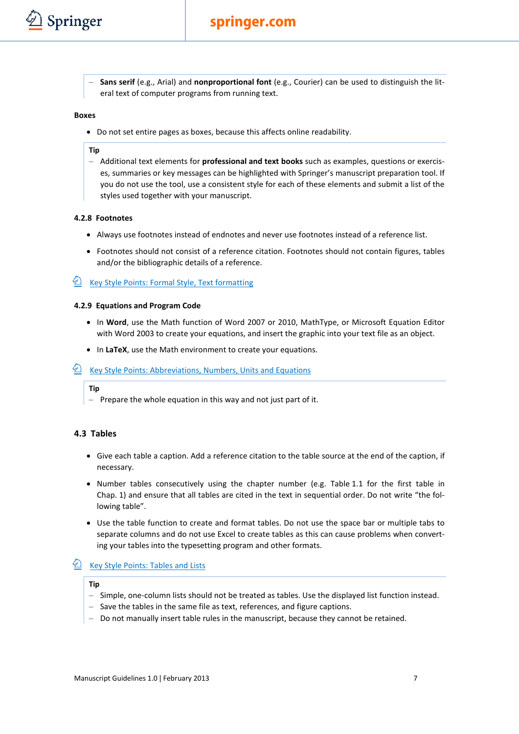– **Sans serif** (e.g., Arial) and **nonproportional font** (e.g., Courier) can be used to distinguish the literal text of computer programs from running text.

**Boxes**

- Do not set entire pages as boxes, because this affects online readability.

**Tip**

– Additional text elements for **professional and text books** such as examples, questions or exercises, summaries or key messages can be highlighted with Springer's manuscript preparation tool. If you do not use the tool, use a consistent style for each of these elements and submit a list of the styles used together with your manuscript.

### 4.2.8 Footnotes

- Always use footnotes instead of endnotes and never use footnotes instead of a reference list.
- Footnotes should not consist of a reference citation. Footnotes should not contain figures, tables and/or the bibliographic details of a reference.

Key Style Points: Formal Style, Text formatting

### 4.2.9 Equations and Program Code

- In **Word**, use the Math function of Word 2007 or 2010, MathType, or Microsoft Equation Editor with Word 2003 to create your equations, and insert the graphic into your text file as an object.
- In **LaTeX**, use the Math environment to create your equations.

Key Style Points: Abbreviations, Numbers, Units and Equations

**Tip**

– Prepare the whole equation in this way and not just part of it.

## 4.3 Tables

- Give each table a caption. Add a reference citation to the table source at the end of the caption, if necessary.
- Number tables consecutively using the chapter number (e.g. Table 1.1 for the first table in Chap. 1) and ensure that all tables are cited in the text in sequential order. Do not write "the following table".
- Use the table function to create and format tables. Do not use the space bar or multiple tabs to separate columns and do not use Excel to create tables as this can cause problems when converting your tables into the typesetting program and other formats.

Key Style Points: Tables and Lists

**Tip**

– Simple, one-column lists should not be treated as tables. Use the displayed list function instead.
– Save the tables in the same file as text, references, and figure captions.
– Do not manually insert table rules in the manuscript, because they cannot be retained.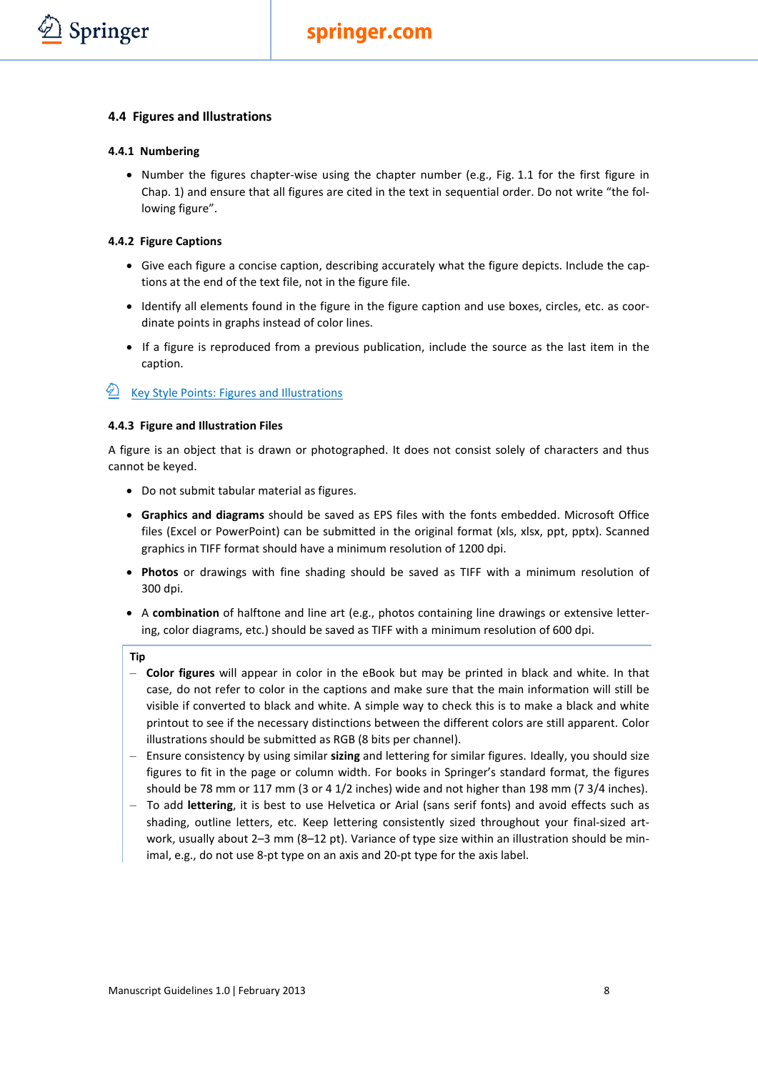## 4.4 Figures and Illustrations

### 4.4.1 Numbering

- Number the figures chapter-wise using the chapter number (e.g., Fig. 1.1 for the first figure in Chap. 1) and ensure that all figures are cited in the text in sequential order. Do not write "the following figure".

### 4.4.2 Figure Captions

- Give each figure a concise caption, describing accurately what the figure depicts. Include the captions at the end of the text file, not in the figure file.
- Identify all elements found in the figure in the figure caption and use boxes, circles, etc. as coordinate points in graphs instead of color lines.
- If a figure is reproduced from a previous publication, include the source as the last item in the caption.

Key Style Points: Figures and Illustrations

### 4.4.3 Figure and Illustration Files

A figure is an object that is drawn or photographed. It does not consist solely of characters and thus cannot be keyed.

- Do not submit tabular material as figures.
- **Graphics and diagrams** should be saved as EPS files with the fonts embedded. Microsoft Office files (Excel or PowerPoint) can be submitted in the original format (xls, xlsx, ppt, pptx). Scanned graphics in TIFF format should have a minimum resolution of 1200 dpi.
- **Photos** or drawings with fine shading should be saved as TIFF with a minimum resolution of 300 dpi.
- A **combination** of halftone and line art (e.g., photos containing line drawings or extensive lettering, color diagrams, etc.) should be saved as TIFF with a minimum resolution of 600 dpi.

**Tip**

- **Color figures** will appear in color in the eBook but may be printed in black and white. In that case, do not refer to color in the captions and make sure that the main information will still be visible if converted to black and white. A simple way to check this is to make a black and white printout to see if the necessary distinctions between the different colors are still apparent. Color illustrations should be submitted as RGB (8 bits per channel).
- Ensure consistency by using similar **sizing** and lettering for similar figures. Ideally, you should size figures to fit in the page or column width. For books in Springer's standard format, the figures should be 78 mm or 117 mm (3 or 4 1/2 inches) wide and not higher than 198 mm (7 3/4 inches).
- To add **lettering**, it is best to use Helvetica or Arial (sans serif fonts) and avoid effects such as shading, outline letters, etc. Keep lettering consistently sized throughout your final-sized artwork, usually about 2–3 mm (8–12 pt). Variance of type size within an illustration should be minimal, e.g., do not use 8-pt type on an axis and 20-pt type for the axis label.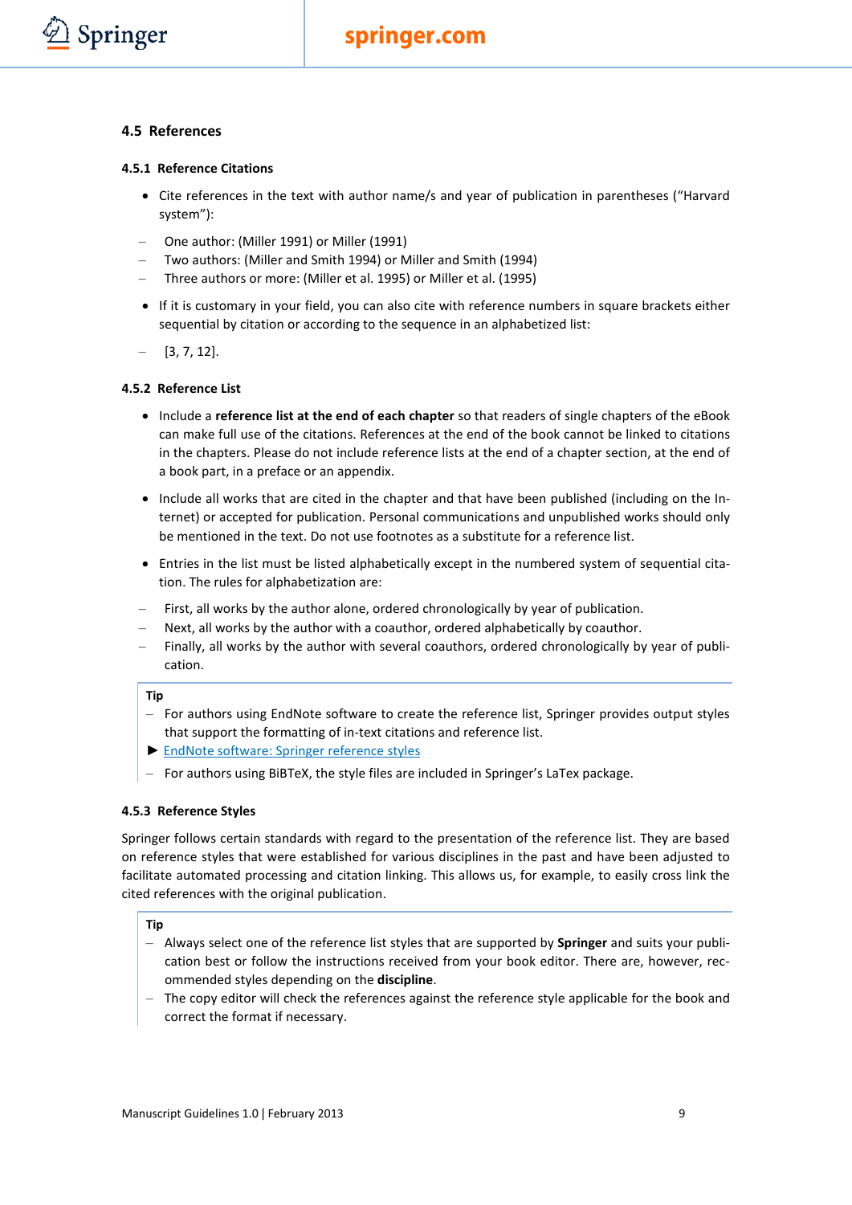### 4.5 References

#### 4.5.1 Reference Citations

- Cite references in the text with author name/s and year of publication in parentheses ("Harvard system"):

– One author: (Miller 1991) or Miller (1991)
– Two authors: (Miller and Smith 1994) or Miller and Smith (1994)
– Three authors or more: (Miller et al. 1995) or Miller et al. (1995)

- If it is customary in your field, you can also cite with reference numbers in square brackets either sequential by citation or according to the sequence in an alphabetized list:

– [3, 7, 12].

#### 4.5.2 Reference List

- Include a **reference list at the end of each chapter** so that readers of single chapters of the eBook can make full use of the citations. References at the end of the book cannot be linked to citations in the chapters. Please do not include reference lists at the end of a chapter section, at the end of a book part, in a preface or an appendix.

- Include all works that are cited in the chapter and that have been published (including on the Internet) or accepted for publication. Personal communications and unpublished works should only be mentioned in the text. Do not use footnotes as a substitute for a reference list.

- Entries in the list must be listed alphabetically except in the numbered system of sequential citation. The rules for alphabetization are:

– First, all works by the author alone, ordered chronologically by year of publication.
– Next, all works by the author with a coauthor, ordered alphabetically by coauthor.
– Finally, all works by the author with several coauthors, ordered chronologically by year of publication.

**Tip**
– For authors using EndNote software to create the reference list, Springer provides output styles that support the formatting of in-text citations and reference list.
► EndNote software: Springer reference styles
– For authors using BiBTeX, the style files are included in Springer's LaTex package.

#### 4.5.3 Reference Styles

Springer follows certain standards with regard to the presentation of the reference list. They are based on reference styles that were established for various disciplines in the past and have been adjusted to facilitate automated processing and citation linking. This allows us, for example, to easily cross link the cited references with the original publication.

**Tip**
– Always select one of the reference list styles that are supported by **Springer** and suits your publication best or follow the instructions received from your book editor. There are, however, recommended styles depending on the **discipline**.
– The copy editor will check the references against the reference style applicable for the book and correct the format if necessary.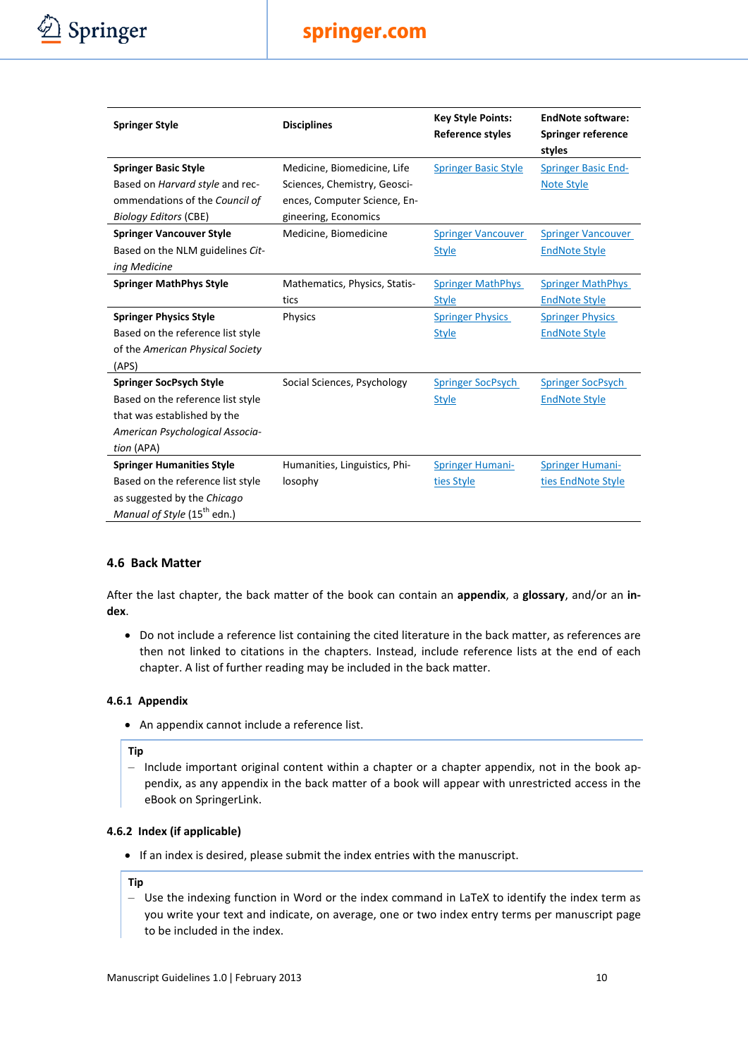| Springer Style | Disciplines | Key Style Points: Reference styles | EndNote software: Springer reference styles |
|---|---|---|---|
| **Springer Basic Style** Based on *Harvard style* and recommendations of the *Council of Biology Editors* (CBE) | Medicine, Biomedicine, Life Sciences, Chemistry, Geosciences, Computer Science, Engineering, Economics | Springer Basic Style | Springer Basic EndNote Style |
| **Springer Vancouver Style** Based on the NLM guidelines *Citing Medicine* | Medicine, Biomedicine | Springer Vancouver Style | Springer Vancouver EndNote Style |
| **Springer MathPhys Style** | Mathematics, Physics, Statistics | Springer MathPhys Style | Springer MathPhys EndNote Style |
| **Springer Physics Style** Based on the reference list style of the *American Physical Society* (APS) | Physics | Springer Physics Style | Springer Physics EndNote Style |
| **Springer SocPsych Style** Based on the reference list style that was established by the *American Psychological Association* (APA) | Social Sciences, Psychology | Springer SocPsych Style | Springer SocPsych EndNote Style |
| **Springer Humanities Style** Based on the reference list style as suggested by the *Chicago Manual of Style* (15th edn.) | Humanities, Linguistics, Philosophy | Springer Humanities Style | Springer Humanities EndNote Style |

## 4.6 Back Matter

After the last chapter, the back matter of the book can contain an **appendix**, a **glossary**, and/or an **index**.

- Do not include a reference list containing the cited literature in the back matter, as references are then not linked to citations in the chapters. Instead, include reference lists at the end of each chapter. A list of further reading may be included in the back matter.

### 4.6.1 Appendix

- An appendix cannot include a reference list.

**Tip**

– Include important original content within a chapter or a chapter appendix, not in the book appendix, as any appendix in the back matter of a book will appear with unrestricted access in the eBook on SpringerLink.

### 4.6.2 Index (if applicable)

- If an index is desired, please submit the index entries with the manuscript.

**Tip**

– Use the indexing function in Word or the index command in LaTeX to identify the index term as you write your text and indicate, on average, one or two index entry terms per manuscript page to be included in the index.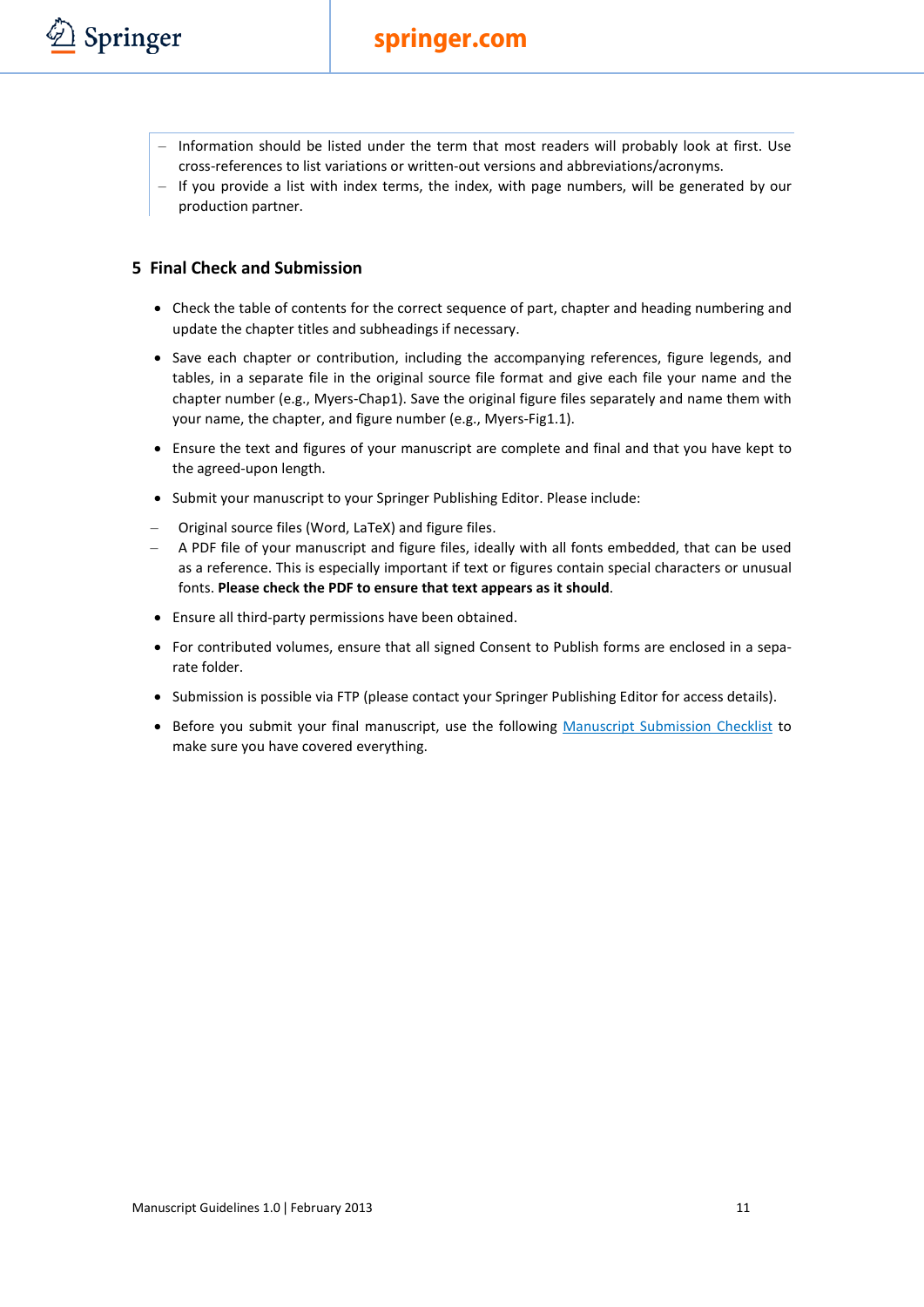- Information should be listed under the term that most readers will probably look at first. Use cross-references to list variations or written-out versions and abbreviations/acronyms.
- If you provide a list with index terms, the index, with page numbers, will be generated by our production partner.

## 5 Final Check and Submission

- Check the table of contents for the correct sequence of part, chapter and heading numbering and update the chapter titles and subheadings if necessary.
- Save each chapter or contribution, including the accompanying references, figure legends, and tables, in a separate file in the original source file format and give each file your name and the chapter number (e.g., Myers-Chap1). Save the original figure files separately and name them with your name, the chapter, and figure number (e.g., Myers-Fig1.1).
- Ensure the text and figures of your manuscript are complete and final and that you have kept to the agreed-upon length.
- Submit your manuscript to your Springer Publishing Editor. Please include:
  - Original source files (Word, LaTeX) and figure files.
  - A PDF file of your manuscript and figure files, ideally with all fonts embedded, that can be used as a reference. This is especially important if text or figures contain special characters or unusual fonts. **Please check the PDF to ensure that text appears as it should**.
- Ensure all third-party permissions have been obtained.
- For contributed volumes, ensure that all signed Consent to Publish forms are enclosed in a separate folder.
- Submission is possible via FTP (please contact your Springer Publishing Editor for access details).
- Before you submit your final manuscript, use the following Manuscript Submission Checklist to make sure you have covered everything.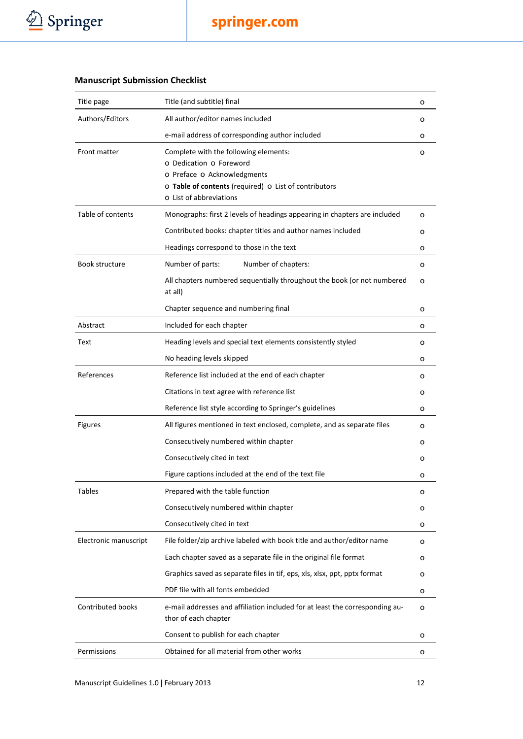### Manuscript Submission Checklist

| | | |
|---|---|---|
| Title page | Title (and subtitle) final | o |
| Authors/Editors | All author/editor names included | o |
| | e-mail address of corresponding author included | o |
| Front matter | Complete with the following elements:<br>o Dedication o Foreword<br>o Preface o Acknowledgments<br>o **Table of contents** (required) o List of contributors<br>o List of abbreviations | o |
| Table of contents | Monographs: first 2 levels of headings appearing in chapters are included | o |
| | Contributed books: chapter titles and author names included | o |
| | Headings correspond to those in the text | o |
| Book structure | Number of parts: Number of chapters: | o |
| | All chapters numbered sequentially throughout the book (or not numbered at all) | o |
| | Chapter sequence and numbering final | o |
| Abstract | Included for each chapter | o |
| Text | Heading levels and special text elements consistently styled | o |
| | No heading levels skipped | o |
| References | Reference list included at the end of each chapter | o |
| | Citations in text agree with reference list | o |
| | Reference list style according to Springer's guidelines | o |
| Figures | All figures mentioned in text enclosed, complete, and as separate files | o |
| | Consecutively numbered within chapter | o |
| | Consecutively cited in text | o |
| | Figure captions included at the end of the text file | o |
| Tables | Prepared with the table function | o |
| | Consecutively numbered within chapter | o |
| | Consecutively cited in text | o |
| Electronic manuscript | File folder/zip archive labeled with book title and author/editor name | o |
| | Each chapter saved as a separate file in the original file format | o |
| | Graphics saved as separate files in tif, eps, xls, xlsx, ppt, pptx format | o |
| | PDF file with all fonts embedded | o |
| Contributed books | e-mail addresses and affiliation included for at least the corresponding author of each chapter | o |
| | Consent to publish for each chapter | o |
| Permissions | Obtained for all material from other works | o |